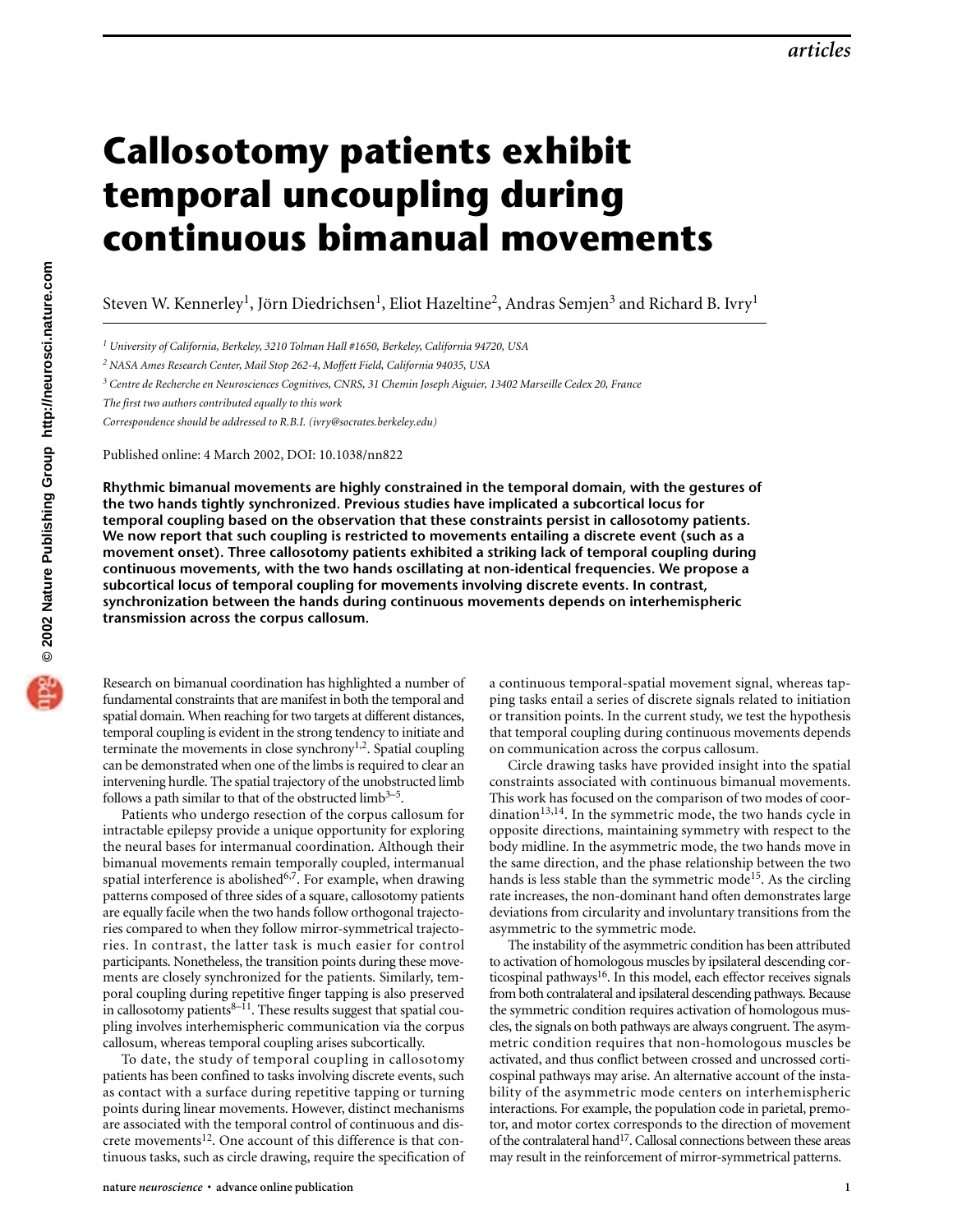# Callosotomy patients exhibit temporal uncoupling during continuous bimanual movements

Steven W. Kennerley[1], Jörn Diedrichsen[1], Eliot Hazeltine[2], Andras Semjen[3] and Richard B. Ivry[1]

[1] *University of California, Berkeley, 3210 Tolman Hall #1650, Berkeley, California 94720, USA*

[2] *NASA Ames Research Center, Mail Stop 262-4, Moffett Field, California 94035, USA*

[3] *Centre de Recherche en Neurosciences Cognitives, CNRS, 31 Chemin Joseph Aiguier, 13402 Marseille Cedex 20, France*

*The first two authors contributed equally to this work*

*Correspondence should be addressed to R.B.I. (ivry@socrates.berkeley.edu)*

Published online: 4 March 2002, DOI: 10.1038/nn822

**Rhythmic bimanual movements are highly constrained in the temporal domain, with the gestures of the two hands tightly synchronized. Previous studies have implicated a subcortical locus for temporal coupling based on the observation that these constraints persist in callosotomy patients. We now report that such coupling is restricted to movements entailing a discrete event (such as a movement onset). Three callosotomy patients exhibited a striking lack of temporal coupling during continuous movements, with the two hands oscillating at non-identical frequencies. We propose a subcortical locus of temporal coupling for movements involving discrete events. In contrast, synchronization between the hands during continuous movements depends on interhemispheric transmission across the corpus callosum.**

Research on bimanual coordination has highlighted a number of fundamental constraints that are manifest in both the temporal and spatial domain. When reaching for two targets at different distances, temporal coupling is evident in the strong tendency to initiate and terminate the movements in close synchrony[1,2]. Spatial coupling can be demonstrated when one of the limbs is required to clear an intervening hurdle. The spatial trajectory of the unobstructed limb follows a path similar to that of the obstructed limb[3–5].

Patients who undergo resection of the corpus callosum for intractable epilepsy provide a unique opportunity for exploring the neural bases for intermanual coordination. Although their bimanual movements remain temporally coupled, intermanual spatial interference is abolished[6,7]. For example, when drawing patterns composed of three sides of a square, callosotomy patients are equally facile when the two hands follow orthogonal trajectories compared to when they follow mirror-symmetrical trajectories. In contrast, the latter task is much easier for control participants. Nonetheless, the transition points during these movements are closely synchronized for the patients. Similarly, temporal coupling during repetitive finger tapping is also preserved in callosotomy patients[8–11]. These results suggest that spatial coupling involves interhemispheric communication via the corpus callosum, whereas temporal coupling arises subcortically.

To date, the study of temporal coupling in callosotomy patients has been confined to tasks involving discrete events, such as contact with a surface during repetitive tapping or turning points during linear movements. However, distinct mechanisms are associated with the temporal control of continuous and discrete movements[12]. One account of this difference is that continuous tasks, such as circle drawing, require the specification of a continuous temporal-spatial movement signal, whereas tapping tasks entail a series of discrete signals related to initiation or transition points. In the current study, we test the hypothesis that temporal coupling during continuous movements depends on communication across the corpus callosum.

Circle drawing tasks have provided insight into the spatial constraints associated with continuous bimanual movements. This work has focused on the comparison of two modes of coordination[13,14]. In the symmetric mode, the two hands cycle in opposite directions, maintaining symmetry with respect to the body midline. In the asymmetric mode, the two hands move in the same direction, and the phase relationship between the two hands is less stable than the symmetric mode[15]. As the circling rate increases, the non-dominant hand often demonstrates large deviations from circularity and involuntary transitions from the asymmetric to the symmetric mode.

The instability of the asymmetric condition has been attributed to activation of homologous muscles by ipsilateral descending corticospinal pathways[16]. In this model, each effector receives signals from both contralateral and ipsilateral descending pathways. Because the symmetric condition requires activation of homologous muscles, the signals on both pathways are always congruent. The asymmetric condition requires that non-homologous muscles be activated, and thus conflict between crossed and uncrossed corticospinal pathways may arise. An alternative account of the instability of the asymmetric mode centers on interhemispheric interactions. For example, the population code in parietal, premotor, and motor cortex corresponds to the direction of movement of the contralateral hand[17]. Callosal connections between these areas may result in the reinforcement of mirror-symmetrical patterns.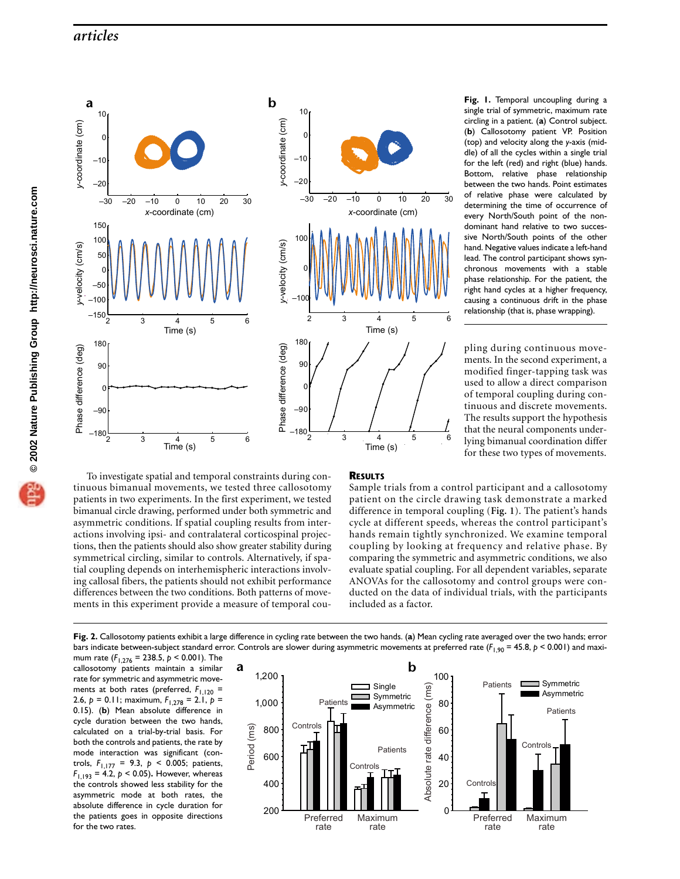**Fig. 1.** Temporal uncoupling during a single trial of symmetric, maximum rate circling in a patient. (**a**) Control subject. (**b**) Callosotomy patient VP. Position (top) and velocity along the y-axis (middle) of all the cycles within a single trial for the left (red) and right (blue) hands. Bottom, relative phase relationship between the two hands. Point estimates of relative phase were calculated by determining the time of occurrence of every North/South point of the non-dominant hand relative to two successive North/South points of the other hand. Negative values indicate a left-hand lead. The control participant shows synchronous movements with a stable phase relationship. For the patient, the right hand cycles at a higher frequency, causing a continuous drift in the phase relationship (that is, phase wrapping).

To investigate spatial and temporal constraints during continuous bimanual movements, we tested three callosotomy patients in two experiments. In the first experiment, we tested bimanual circle drawing, performed under both symmetric and asymmetric conditions. If spatial coupling results from interactions involving ipsi- and contralateral corticospinal projections, then the patients should also show greater stability during symmetrical circling, similar to controls. Alternatively, if spatial coupling depends on interhemispheric interactions involving callosal fibers, the patients should not exhibit performance differences between the two conditions. Both patterns of movements in this experiment provide a measure of temporal coupling during continuous movements. In the second experiment, a modified finger-tapping task was used to allow a direct comparison of temporal coupling during continuous and discrete movements. The results support the hypothesis that the neural components underlying bimanual coordination differ for these two types of movements.

## Results

Sample trials from a control participant and a callosotomy patient on the circle drawing task demonstrate a marked difference in temporal coupling (**Fig. 1**). The patient's hands cycle at different speeds, whereas the control participant's hands remain tightly synchronized. We examine temporal coupling by looking at frequency and relative phase. By comparing the symmetric and asymmetric conditions, we also evaluate spatial coupling. For all dependent variables, separate ANOVAs for the callosotomy and control groups were conducted on the data of individual trials, with the participants included as a factor.

**Fig. 2.** Callosotomy patients exhibit a large difference in cycling rate between the two hands. (**a**) Mean cycling rate averaged over the two hands; error bars indicate between-subject standard error. Controls are slower during asymmetric movements at preferred rate ($F_{1,90} = 45.8$, $p < 0.001$) and maximum rate ($F_{1,276} = 238.5$, $p < 0.001$). The callosotomy patients maintain a similar rate for symmetric and asymmetric movements at both rates (preferred, $F_{1,120} = 2.6$, $p = 0.11$; maximum, $F_{1,278} = 2.1$, $p = 0.15$). (**b**) Mean absolute difference in cycle duration between the two hands, calculated on a trial-by-trial basis. For both the controls and patients, the rate by mode interaction was significant (controls, $F_{1,177} = 9.3$, $p < 0.005$; patients, $F_{1,193} = 4.2$, $p < 0.05$). However, whereas the controls showed less stability for the asymmetric mode at both rates, the absolute difference in cycle duration for the patients goes in opposite directions for the two rates.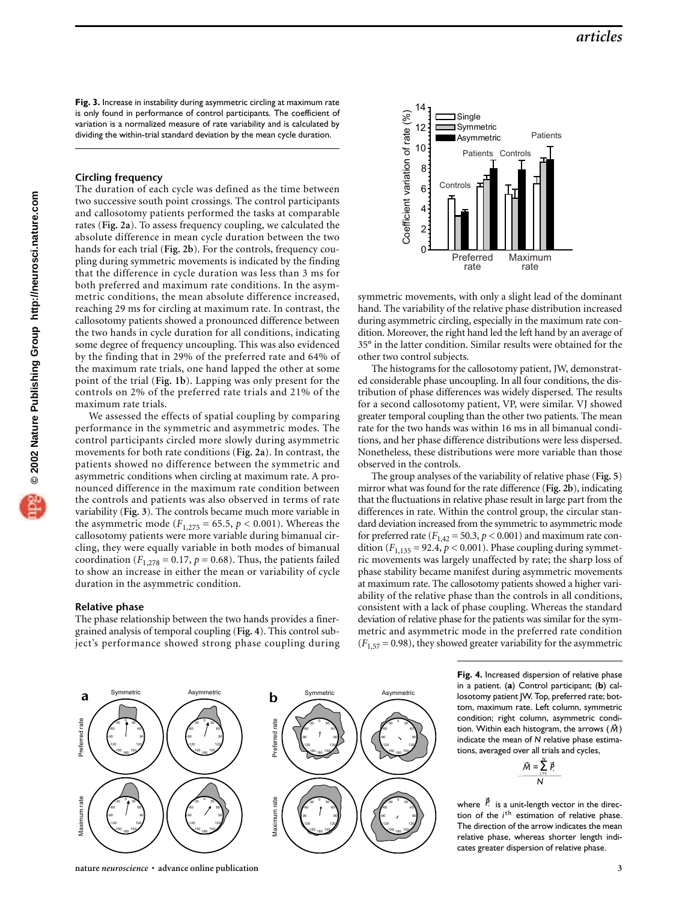**Fig. 3.** Increase in instability during asymmetric circling at maximum rate is only found in performance of control participants. The coefficient of variation is a normalized measure of rate variability and is calculated by dividing the within-trial standard deviation by the mean cycle duration.

### Circling frequency

The duration of each cycle was defined as the time between two successive south point crossings. The control participants and callosotomy patients performed the tasks at comparable rates (**Fig. 2a**). To assess frequency coupling, we calculated the absolute difference in mean cycle duration between the two hands for each trial (**Fig. 2b**). For the controls, frequency coupling during symmetric movements is indicated by the finding that the difference in cycle duration was less than 3 ms for both preferred and maximum rate conditions. In the asymmetric conditions, the mean absolute difference increased, reaching 29 ms for circling at maximum rate. In contrast, the callosotomy patients showed a pronounced difference between the two hands in cycle duration for all conditions, indicating some degree of frequency uncoupling. This was also evidenced by the finding that in 29% of the preferred rate and 64% of the maximum rate trials, one hand lapped the other at some point of the trial (**Fig. 1b**). Lapping was only present for the controls on 2% of the preferred rate trials and 21% of the maximum rate trials.

We assessed the effects of spatial coupling by comparing performance in the symmetric and asymmetric modes. The control participants circled more slowly during asymmetric movements for both rate conditions (**Fig. 2a**). In contrast, the patients showed no difference between the symmetric and asymmetric conditions when circling at maximum rate. A pronounced difference in the maximum rate condition between the controls and patients was also observed in terms of rate variability (**Fig. 3**). The controls became much more variable in the asymmetric mode ($F_{1,275} = 65.5$, $p < 0.001$). Whereas the callosotomy patients were more variable during bimanual circling, they were equally variable in both modes of bimanual coordination ($F_{1,278} = 0.17$, $p = 0.68$). Thus, the patients failed to show an increase in either the mean or variability of cycle duration in the asymmetric condition.

### Relative phase

The phase relationship between the two hands provides a finer-grained analysis of temporal coupling (**Fig. 4**). This control subject's performance showed strong phase coupling during symmetric movements, with only a slight lead of the dominant hand. The variability of the relative phase distribution increased during asymmetric circling, especially in the maximum rate condition. Moreover, the right hand led the left hand by an average of 35° in the latter condition. Similar results were obtained for the other two control subjects.

The histograms for the callosotomy patient, JW, demonstrated considerable phase uncoupling. In all four conditions, the distribution of phase differences was widely dispersed. The results for a second callosotomy patient, VP, were similar. VJ showed greater temporal coupling than the other two patients. The mean rate for the two hands was within 16 ms in all bimanual conditions, and her phase difference distributions were less dispersed. Nonetheless, these distributions were more variable than those observed in the controls.

The group analyses of the variability of relative phase (**Fig. 5**) mirror what was found for the rate difference (**Fig. 2b**), indicating that the fluctuations in relative phase result in large part from the differences in rate. Within the control group, the circular standard deviation increased from the symmetric to asymmetric mode for preferred rate ($F_{1,42} = 50.3$, $p < 0.001$) and maximum rate condition ($F_{1,135} = 92.4$, $p < 0.001$). Phase coupling during symmetric movements was largely unaffected by rate; the sharp loss of phase stability became manifest during asymmetric movements at maximum rate. The callosotomy patients showed a higher variability of the relative phase than the controls in all conditions, consistent with a lack of phase coupling. Whereas the standard deviation of relative phase for the patients was similar for the symmetric and asymmetric mode in the preferred rate condition ($F_{1,57} = 0.98$), they showed greater variability for the asymmetric

**Fig. 4.** Increased dispersion of relative phase in a patient. (**a**) Control participant; (**b**) callosotomy patient JW. Top, preferred rate; bottom, maximum rate. Left column, symmetric condition; right column, asymmetric condition. Within each histogram, the arrows ($\vec{M}$) indicate the mean of $N$ relative phase estimations, averaged over all trials and cycles,

$$\vec{M} = \frac{\sum_{i=1}^{N} \vec{P}_i}{N}$$

where $\vec{P}_i$ is a unit-length vector in the direction of the $i^{th}$ estimation of relative phase. The direction of the arrow indicates the mean relative phase, whereas shorter length indicates greater dispersion of relative phase.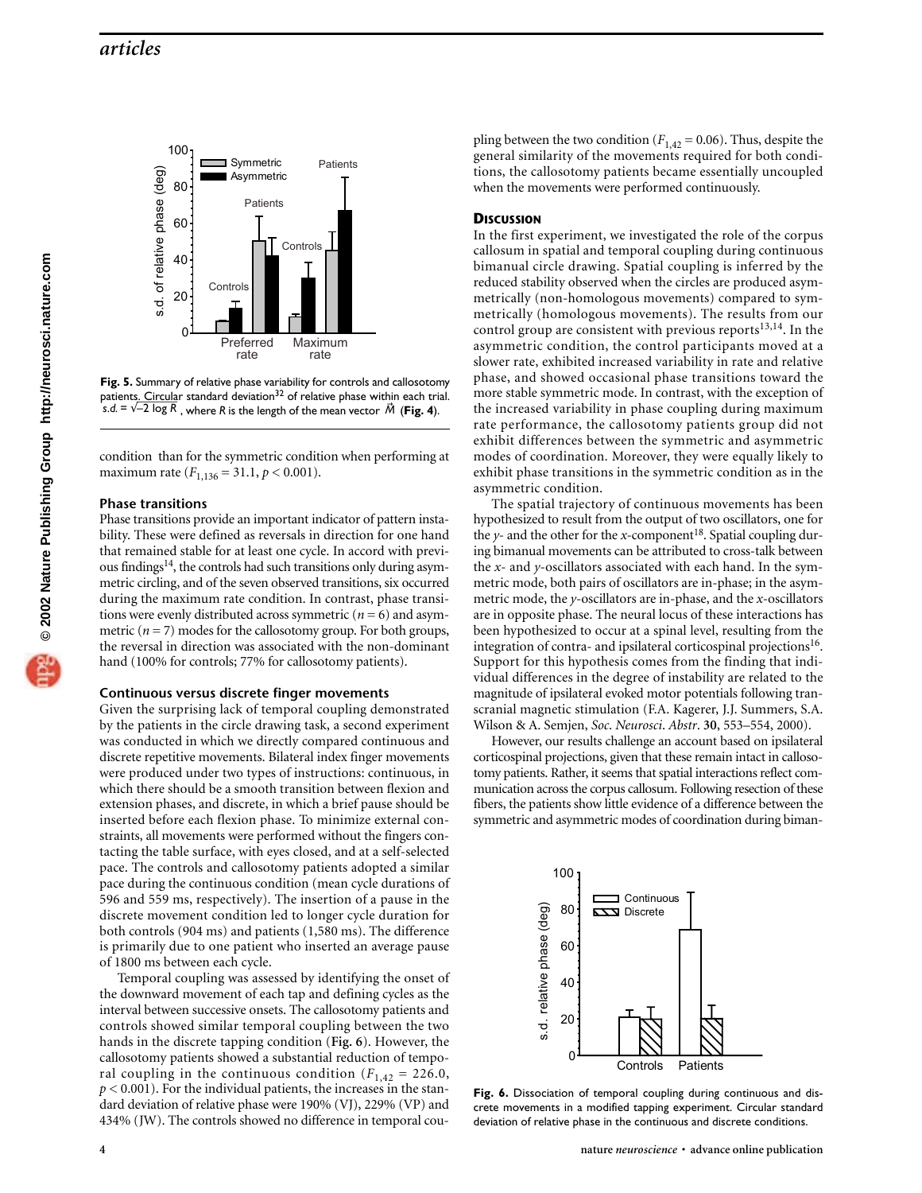**Fig. 5.** Summary of relative phase variability for controls and callosotomy patients. Circular standard deviation[32] of relative phase within each trial. $s.d. = \sqrt{-2 \log R}$, where $R$ is the length of the mean vector $\vec{M}$ (**Fig. 4**).

condition than for the symmetric condition when performing at maximum rate ($F_{1,136} = 31.1$, $p < 0.001$).

### Phase transitions

Phase transitions provide an important indicator of pattern instability. These were defined as reversals in direction for one hand that remained stable for at least one cycle. In accord with previous findings[14], the controls had such transitions only during asymmetric circling, and of the seven observed transitions, six occurred during the maximum rate condition. In contrast, phase transitions were evenly distributed across symmetric ($n = 6$) and asymmetric ($n = 7$) modes for the callosotomy group. For both groups, the reversal in direction was associated with the non-dominant hand (100% for controls; 77% for callosotomy patients).

### Continuous versus discrete finger movements

Given the surprising lack of temporal coupling demonstrated by the patients in the circle drawing task, a second experiment was conducted in which we directly compared continuous and discrete repetitive movements. Bilateral index finger movements were produced under two types of instructions: continuous, in which there should be a smooth transition between flexion and extension phases, and discrete, in which a brief pause should be inserted before each flexion phase. To minimize external constraints, all movements were performed without the fingers contacting the table surface, with eyes closed, and at a self-selected pace. The controls and callosotomy patients adopted a similar pace during the continuous condition (mean cycle durations of 596 and 559 ms, respectively). The insertion of a pause in the discrete movement condition led to longer cycle duration for both controls (904 ms) and patients (1,580 ms). The difference is primarily due to one patient who inserted an average pause of 1800 ms between each cycle.

Temporal coupling was assessed by identifying the onset of the downward movement of each tap and defining cycles as the interval between successive onsets. The callosotomy patients and controls showed similar temporal coupling between the two hands in the discrete tapping condition (**Fig. 6**). However, the callosotomy patients showed a substantial reduction of temporal coupling in the continuous condition ($F_{1,42} = 226.0$, $p < 0.001$). For the individual patients, the increases in the standard deviation of relative phase were 190% (VJ), 229% (VP) and 434% (JW). The controls showed no difference in temporal coupling between the two condition ($F_{1,42} = 0.06$). Thus, despite the general similarity of the movements required for both conditions, the callosotomy patients became essentially uncoupled when the movements were performed continuously.

## Discussion

In the first experiment, we investigated the role of the corpus callosum in spatial and temporal coupling during continuous bimanual circle drawing. Spatial coupling is inferred by the reduced stability observed when the circles are produced asymmetrically (non-homologous movements) compared to symmetrically (homologous movements). The results from our control group are consistent with previous reports[13,14]. In the asymmetric condition, the control participants moved at a slower rate, exhibited increased variability in rate and relative phase, and showed occasional phase transitions toward the more stable symmetric mode. In contrast, with the exception of the increased variability in phase coupling during maximum rate performance, the callosotomy patients group did not exhibit differences between the symmetric and asymmetric modes of coordination. Moreover, they were equally likely to exhibit phase transitions in the symmetric condition as in the asymmetric condition.

The spatial trajectory of continuous movements has been hypothesized to result from the output of two oscillators, one for the *y*- and the other for the *x*-component[18]. Spatial coupling during bimanual movements can be attributed to cross-talk between the *x*- and *y*-oscillators associated with each hand. In the symmetric mode, both pairs of oscillators are in-phase; in the asymmetric mode, the *y*-oscillators are in-phase, and the *x*-oscillators are in opposite phase. The neural locus of these interactions has been hypothesized to occur at a spinal level, resulting from the integration of contra- and ipsilateral corticospinal projections[16]. Support for this hypothesis comes from the finding that individual differences in the degree of instability are related to the magnitude of ipsilateral evoked motor potentials following transcranial magnetic stimulation (F.A. Kagerer, J.J. Summers, S.A. Wilson & A. Semjen, *Soc. Neurosci. Abstr*. **30**, 553–554, 2000).

However, our results challenge an account based on ipsilateral corticospinal projections, given that these remain intact in callosotomy patients. Rather, it seems that spatial interactions reflect communication across the corpus callosum. Following resection of these fibers, the patients show little evidence of a difference between the symmetric and asymmetric modes of coordination during biman-

**Fig. 6.** Dissociation of temporal coupling during continuous and discrete movements in a modified tapping experiment. Circular standard deviation of relative phase in the continuous and discrete conditions.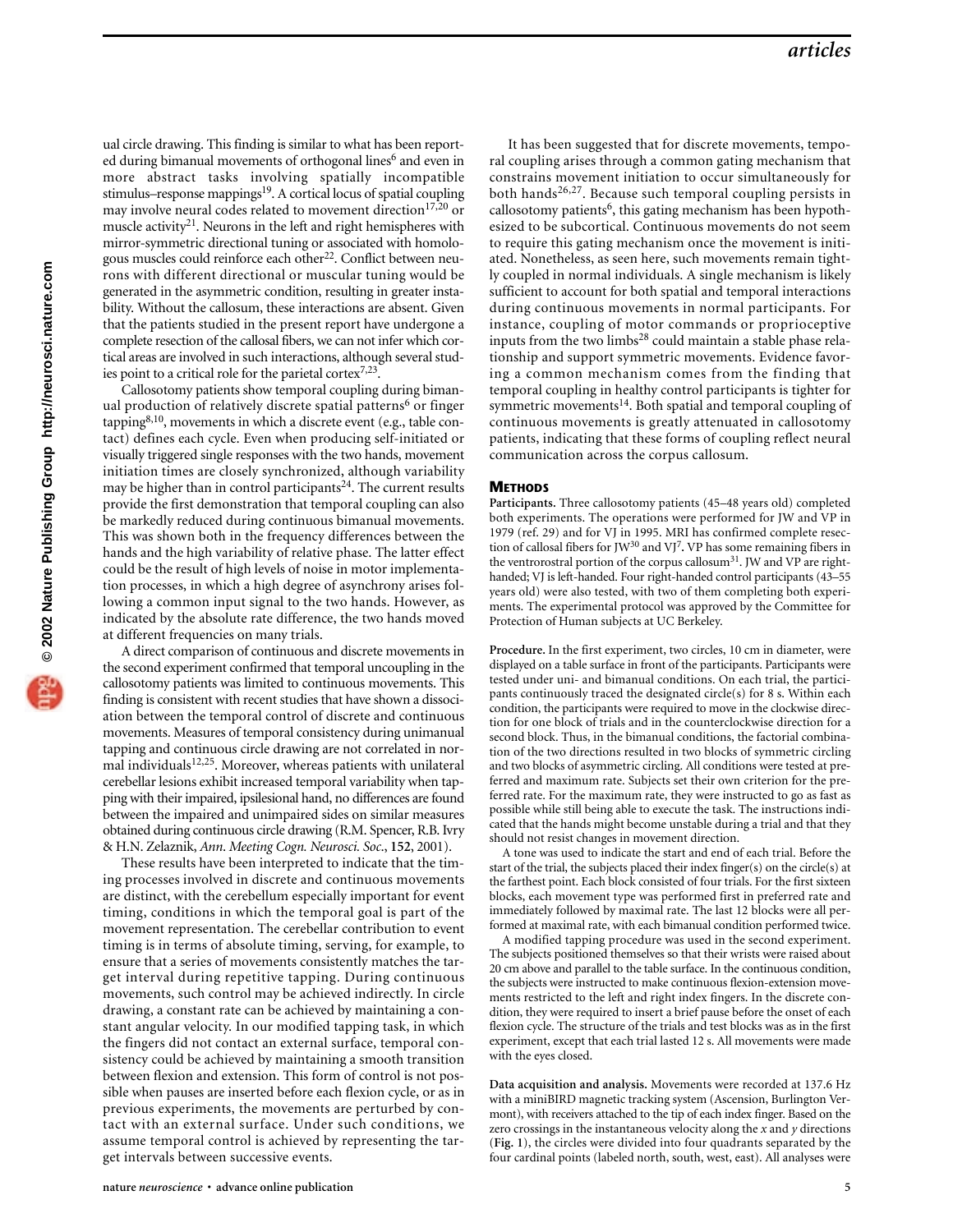ual circle drawing. This finding is similar to what has been reported during bimanual movements of orthogonal lines[6] and even in more abstract tasks involving spatially incompatible stimulus–response mappings[19]. A cortical locus of spatial coupling may involve neural codes related to movement direction[17,20] or muscle activity[21]. Neurons in the left and right hemispheres with mirror-symmetric directional tuning or associated with homologous muscles could reinforce each other[22]. Conflict between neurons with different directional or muscular tuning would be generated in the asymmetric condition, resulting in greater instability. Without the callosum, these interactions are absent. Given that the patients studied in the present report have undergone a complete resection of the callosal fibers, we can not infer which cortical areas are involved in such interactions, although several studies point to a critical role for the parietal cortex[7,23].

Callosotomy patients show temporal coupling during bimanual production of relatively discrete spatial patterns[6] or finger tapping[8,10], movements in which a discrete event (e.g., table contact) defines each cycle. Even when producing self-initiated or visually triggered single responses with the two hands, movement initiation times are closely synchronized, although variability may be higher than in control participants[24]. The current results provide the first demonstration that temporal coupling can also be markedly reduced during continuous bimanual movements. This was shown both in the frequency differences between the hands and the high variability of relative phase. The latter effect could be the result of high levels of noise in motor implementation processes, in which a high degree of asynchrony arises following a common input signal to the two hands. However, as indicated by the absolute rate difference, the two hands moved at different frequencies on many trials.

A direct comparison of continuous and discrete movements in the second experiment confirmed that temporal uncoupling in the callosotomy patients was limited to continuous movements. This finding is consistent with recent studies that have shown a dissociation between the temporal control of discrete and continuous movements. Measures of temporal consistency during unimanual tapping and continuous circle drawing are not correlated in normal individuals[12,25]. Moreover, whereas patients with unilateral cerebellar lesions exhibit increased temporal variability when tapping with their impaired, ipsilesional hand, no differences are found between the impaired and unimpaired sides on similar measures obtained during continuous circle drawing (R.M. Spencer, R.B. Ivry & H.N. Zelaznik, *Ann. Meeting Cogn. Neurosci. Soc.*, **152**, 2001).

These results have been interpreted to indicate that the timing processes involved in discrete and continuous movements are distinct, with the cerebellum especially important for event timing, conditions in which the temporal goal is part of the movement representation. The cerebellar contribution to event timing is in terms of absolute timing, serving, for example, to ensure that a series of movements consistently matches the target interval during repetitive tapping. During continuous movements, such control may be achieved indirectly. In circle drawing, a constant rate can be achieved by maintaining a constant angular velocity. In our modified tapping task, in which the fingers did not contact an external surface, temporal consistency could be achieved by maintaining a smooth transition between flexion and extension. This form of control is not possible when pauses are inserted before each flexion cycle, or as in previous experiments, the movements are perturbed by contact with an external surface. Under such conditions, we assume temporal control is achieved by representing the target intervals between successive events.

It has been suggested that for discrete movements, temporal coupling arises through a common gating mechanism that constrains movement initiation to occur simultaneously for both hands[26,27]. Because such temporal coupling persists in callosotomy patients[6], this gating mechanism has been hypothesized to be subcortical. Continuous movements do not seem to require this gating mechanism once the movement is initiated. Nonetheless, as seen here, such movements remain tightly coupled in normal individuals. A single mechanism is likely sufficient to account for both spatial and temporal interactions during continuous movements in normal participants. For instance, coupling of motor commands or proprioceptive inputs from the two limbs[28] could maintain a stable phase relationship and support symmetric movements. Evidence favoring a common mechanism comes from the finding that temporal coupling in healthy control participants is tighter for symmetric movements[14]. Both spatial and temporal coupling of continuous movements is greatly attenuated in callosotomy patients, indicating that these forms of coupling reflect neural communication across the corpus callosum.

## Methods

**Participants.** Three callosotomy patients (45–48 years old) completed both experiments. The operations were performed for JW and VP in 1979 (ref. 29) and for VJ in 1995. MRI has confirmed complete resection of callosal fibers for JW[30] and VJ[7]. VP has some remaining fibers in the ventrorostral portion of the corpus callosum[31]. JW and VP are right-handed; VJ is left-handed. Four right-handed control participants (43–55 years old) were also tested, with two of them completing both experiments. The experimental protocol was approved by the Committee for Protection of Human subjects at UC Berkeley.

**Procedure.** In the first experiment, two circles, 10 cm in diameter, were displayed on a table surface in front of the participants. Participants were tested under uni- and bimanual conditions. On each trial, the participants continuously traced the designated circle(s) for 8 s. Within each condition, the participants were required to move in the clockwise direction for one block of trials and in the counterclockwise direction for a second block. Thus, in the bimanual conditions, the factorial combination of the two directions resulted in two blocks of symmetric circling and two blocks of asymmetric circling. All conditions were tested at preferred and maximum rate. Subjects set their own criterion for the preferred rate. For the maximum rate, they were instructed to go as fast as possible while still being able to execute the task. The instructions indicated that the hands might become unstable during a trial and that they should not resist changes in movement direction.

A tone was used to indicate the start and end of each trial. Before the start of the trial, the subjects placed their index finger(s) on the circle(s) at the farthest point. Each block consisted of four trials. For the first sixteen blocks, each movement type was performed first in preferred rate and immediately followed by maximal rate. The last 12 blocks were all performed at maximal rate, with each bimanual condition performed twice.

A modified tapping procedure was used in the second experiment. The subjects positioned themselves so that their wrists were raised about 20 cm above and parallel to the table surface. In the continuous condition, the subjects were instructed to make continuous flexion-extension movements restricted to the left and right index fingers. In the discrete condition, they were required to insert a brief pause before the onset of each flexion cycle. The structure of the trials and test blocks was as in the first experiment, except that each trial lasted 12 s. All movements were made with the eyes closed.

**Data acquisition and analysis.** Movements were recorded at 137.6 Hz with a miniBIRD magnetic tracking system (Ascension, Burlington Vermont), with receivers attached to the tip of each index finger. Based on the zero crossings in the instantaneous velocity along the $x$ and $y$ directions (**Fig. 1**), the circles were divided into four quadrants separated by the four cardinal points (labeled north, south, west, east). All analyses were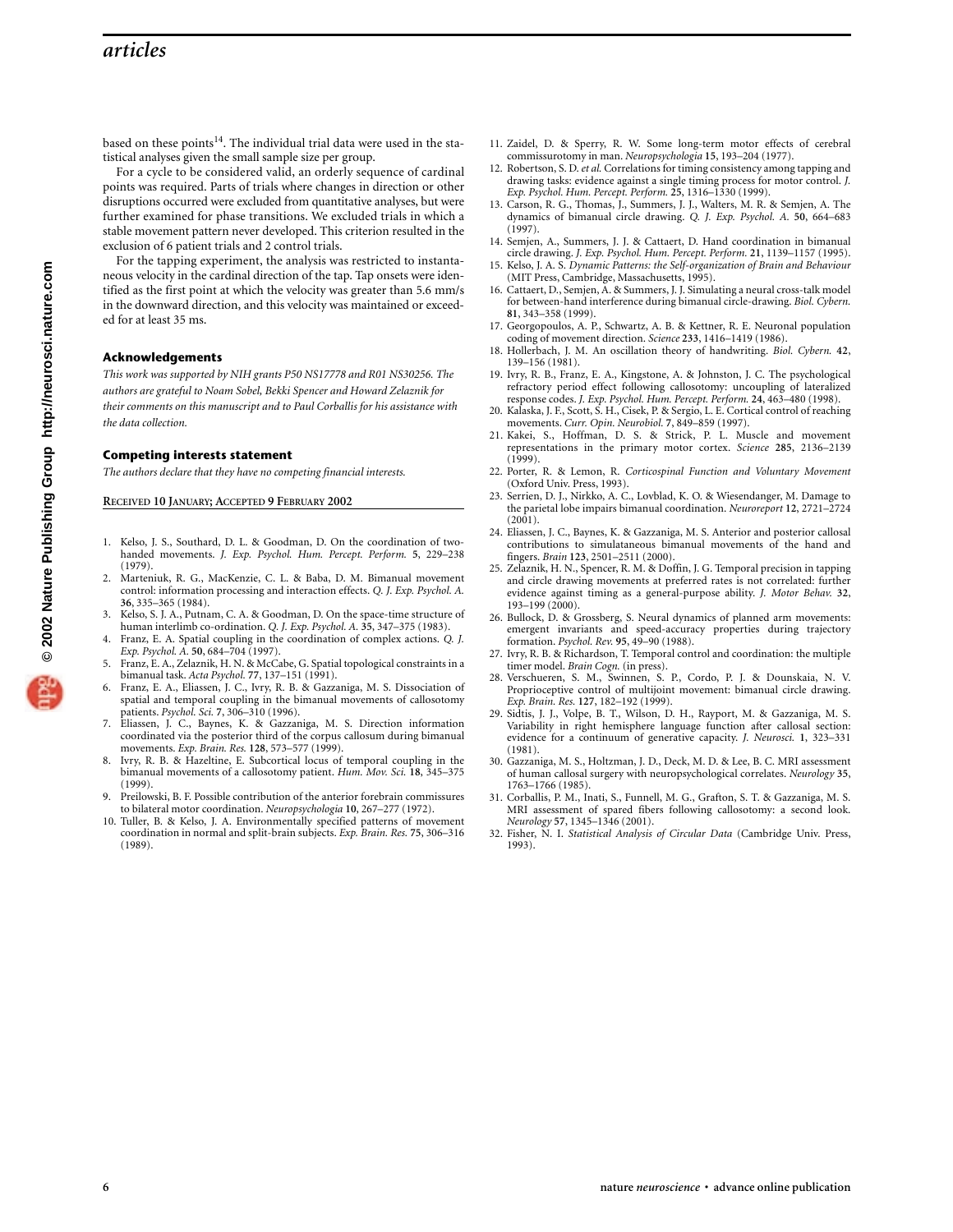based on these points[14]. The individual trial data were used in the statistical analyses given the small sample size per group.

For a cycle to be considered valid, an orderly sequence of cardinal points was required. Parts of trials where changes in direction or other disruptions occurred were excluded from quantitative analyses, but were further examined for phase transitions. We excluded trials in which a stable movement pattern never developed. This criterion resulted in the exclusion of 6 patient trials and 2 control trials.

For the tapping experiment, the analysis was restricted to instantaneous velocity in the cardinal direction of the tap. Tap onsets were identified as the first point at which the velocity was greater than 5.6 mm/s in the downward direction, and this velocity was maintained or exceeded for at least 35 ms.

### Acknowledgements

*This work was supported by NIH grants P50 NS17778 and R01 NS30256. The authors are grateful to Noam Sobel, Bekki Spencer and Howard Zelaznik for their comments on this manuscript and to Paul Corballis for his assistance with the data collection.*

### Competing interests statement

*The authors declare that they have no competing financial interests.*

RECEIVED 10 JANUARY; ACCEPTED 9 FEBRUARY 2002

1. Kelso, J. S., Southard, D. L. & Goodman, D. On the coordination of two-handed movements. *J. Exp. Psychol. Hum. Percept. Perform.* **5**, 229–238 (1979).
2. Marteniuk, R. G., MacKenzie, C. L. & Baba, D. M. Bimanual movement control: information processing and interaction effects. *Q. J. Exp. Psychol. A.* **36**, 335–365 (1984).
3. Kelso, S. J. A., Putnam, C. A. & Goodman, D. On the space-time structure of human interlimb co-ordination. *Q. J. Exp. Psychol. A.* **35**, 347–375 (1983).
4. Franz, E. A. Spatial coupling in the coordination of complex actions. *Q. J. Exp. Psychol. A.* **50**, 684–704 (1997).
5. Franz, E. A., Zelaznik, H. N. & McCabe, G. Spatial topological constraints in a bimanual task. *Acta Psychol.* **77**, 137–151 (1991).
6. Franz, E. A., Eliassen, J. C., Ivry, R. B. & Gazzaniga, M. S. Dissociation of spatial and temporal coupling in the bimanual movements of callosotomy patients. *Psychol. Sci.* **7**, 306–310 (1996).
7. Eliassen, J. C., Baynes, K. & Gazzaniga, M. S. Direction information coordinated via the posterior third of the corpus callosum during bimanual movements. *Exp. Brain. Res.* **128**, 573–577 (1999).
8. Ivry, R. B. & Hazeltine, E. Subcortical locus of temporal coupling in the bimanual movements of a callosotomy patient. *Hum. Mov. Sci.* **18**, 345–375 (1999).
9. Preilowski, B. F. Possible contribution of the anterior forebrain commissures to bilateral motor coordination. *Neuropsychologia* **10**, 267–277 (1972).
10. Tuller, B. & Kelso, J. A. Environmentally specified patterns of movement coordination in normal and split-brain subjects. *Exp. Brain. Res.* **75**, 306–316 (1989).
11. Zaidel, D. & Sperry, R. W. Some long-term motor effects of cerebral commissurotomy in man. *Neuropsychologia* **15**, 193–204 (1977).
12. Robertson, S. D. *et al.* Correlations for timing consistency among tapping and drawing tasks: evidence against a single timing process for motor control. *J. Exp. Psychol. Hum. Percept. Perform.* **25**, 1316–1330 (1999).
13. Carson, R. G., Thomas, J., Summers, J. J., Walters, M. R. & Semjen, A. The dynamics of bimanual circle drawing. *Q. J. Exp. Psychol. A.* **50**, 664–683 (1997).
14. Semjen, A., Summers, J. J. & Cattaert, D. Hand coordination in bimanual circle drawing. *J. Exp. Psychol. Hum. Percept. Perform.* **21**, 1139–1157 (1995).
15. Kelso, J. A. S. *Dynamic Patterns: the Self-organization of Brain and Behaviour* (MIT Press, Cambridge, Massachusetts, 1995).
16. Cattaert, D., Semjen, A. & Summers, J. J. Simulating a neural cross-talk model for between-hand interference during bimanual circle-drawing. *Biol. Cybern.* **81**, 343–358 (1999).
17. Georgopoulos, A. P., Schwartz, A. B. & Kettner, R. E. Neuronal population coding of movement direction. *Science* **233**, 1416–1419 (1986).
18. Hollerbach, J. M. An oscillation theory of handwriting. *Biol. Cybern.* **42**, 139–156 (1981).
19. Ivry, R. B., Franz, E. A., Kingstone, A. & Johnston, J. C. The psychological refractory period effect following callosotomy: uncoupling of lateralized response codes. *J. Exp. Psychol. Hum. Percept. Perform.* **24**, 463–480 (1998).
20. Kalaska, J. F., Scott, S. H., Cisek, P. & Sergio, L. E. Cortical control of reaching movements. *Curr. Opin. Neurobiol.* **7**, 849–859 (1997).
21. Kakei, S., Hoffman, D. S. & Strick, P. L. Muscle and movement representations in the primary motor cortex. *Science* **285**, 2136–2139 (1999).
22. Porter, R. & Lemon, R. *Corticospinal Function and Voluntary Movement* (Oxford Univ. Press, 1993).
23. Serrien, D. J., Nirkko, A. C., Lovblad, K. O. & Wiesendanger, M. Damage to the parietal lobe impairs bimanual coordination. *Neuroreport* **12**, 2721–2724 (2001).
24. Eliassen, J. C., Baynes, K. & Gazzaniga, M. S. Anterior and posterior callosal contributions to simulataneous bimanual movements of the hand and fingers. *Brain* **123**, 2501–2511 (2000).
25. Zelaznik, H. N., Spencer, R. M. & Doffin, J. G. Temporal precision in tapping and circle drawing movements at preferred rates is not correlated: further evidence against timing as a general-purpose ability. *J. Motor Behav.* **32**, 193–199 (2000).
26. Bullock, D. & Grossberg, S. Neural dynamics of planned arm movements: emergent invariants and speed-accuracy properties during trajectory formation. *Psychol. Rev.* **95**, 49–90 (1988).
27. Ivry, R. B. & Richardson, T. Temporal control and coordination: the multiple timer model. *Brain Cogn.* (in press).
28. Verschueren, S. M., Swinnen, S. P., Cordo, P. J. & Dounskaia, N. V. Proprioceptive control of multijoint movement: bimanual circle drawing. *Exp. Brain. Res.* **127**, 182–192 (1999).
29. Sidtis, J. J., Volpe, B. T., Wilson, D. H., Rayport, M. & Gazzaniga, M. S. Variability in right hemisphere language function after callosal section: evidence for a continuum of generative capacity. *J. Neurosci.* **1**, 323–331 (1981).
30. Gazzaniga, M. S., Holtzman, J. D., Deck, M. D. & Lee, B. C. MRI assessment of human callosal surgery with neuropsychological correlates. *Neurology* **35**, 1763–1766 (1985).
31. Corballis, P. M., Inati, S., Funnell, M. G., Grafton, S. T. & Gazzaniga, M. S. MRI assessment of spared fibers following callosotomy: a second look. *Neurology* **57**, 1345–1346 (2001).
32. Fisher, N. I. *Statistical Analysis of Circular Data* (Cambridge Univ. Press, 1993).